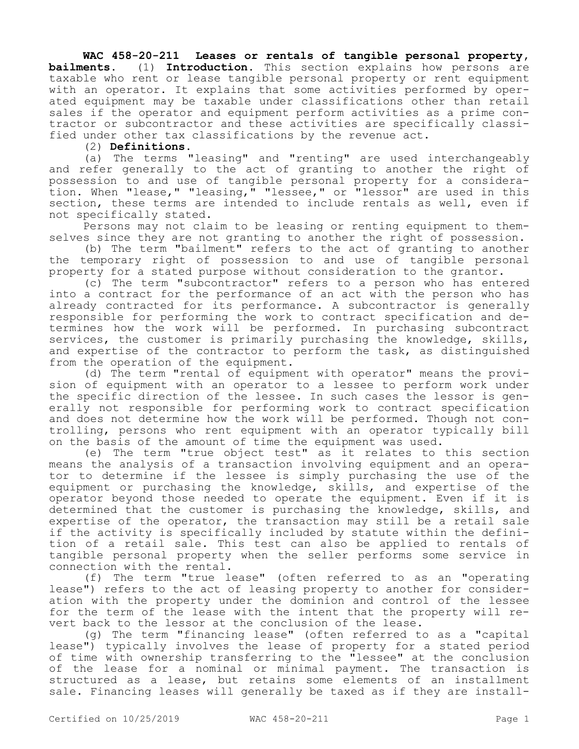**WAC 458-20-211 Leases or rentals of tangible personal property, bailments.** (1) **Introduction.** This section explains how persons are taxable who rent or lease tangible personal property or rent equipment with an operator. It explains that some activities performed by operated equipment may be taxable under classifications other than retail sales if the operator and equipment perform activities as a prime contractor or subcontractor and these activities are specifically classified under other tax classifications by the revenue act.

(2) **Definitions.**

(a) The terms "leasing" and "renting" are used interchangeably and refer generally to the act of granting to another the right of possession to and use of tangible personal property for a consideration. When "lease," "leasing," "lessee," or "lessor" are used in this section, these terms are intended to include rentals as well, even if not specifically stated.

Persons may not claim to be leasing or renting equipment to themselves since they are not granting to another the right of possession.

(b) The term "bailment" refers to the act of granting to another the temporary right of possession to and use of tangible personal property for a stated purpose without consideration to the grantor.

(c) The term "subcontractor" refers to a person who has entered into a contract for the performance of an act with the person who has already contracted for its performance. A subcontractor is generally responsible for performing the work to contract specification and determines how the work will be performed. In purchasing subcontract services, the customer is primarily purchasing the knowledge, skills, and expertise of the contractor to perform the task, as distinguished from the operation of the equipment.

(d) The term "rental of equipment with operator" means the provision of equipment with an operator to a lessee to perform work under the specific direction of the lessee. In such cases the lessor is generally not responsible for performing work to contract specification and does not determine how the work will be performed. Though not controlling, persons who rent equipment with an operator typically bill on the basis of the amount of time the equipment was used.

(e) The term "true object test" as it relates to this section means the analysis of a transaction involving equipment and an operator to determine if the lessee is simply purchasing the use of the equipment or purchasing the knowledge, skills, and expertise of the operator beyond those needed to operate the equipment. Even if it is determined that the customer is purchasing the knowledge, skills, and expertise of the operator, the transaction may still be a retail sale if the activity is specifically included by statute within the definition of a retail sale. This test can also be applied to rentals of tangible personal property when the seller performs some service in connection with the rental.

(f) The term "true lease" (often referred to as an "operating lease") refers to the act of leasing property to another for consideration with the property under the dominion and control of the lessee for the term of the lease with the intent that the property will revert back to the lessor at the conclusion of the lease.

(g) The term "financing lease" (often referred to as a "capital lease") typically involves the lease of property for a stated period of time with ownership transferring to the "lessee" at the conclusion of the lease for a nominal or minimal payment. The transaction is structured as a lease, but retains some elements of an installment sale. Financing leases will generally be taxed as if they are install-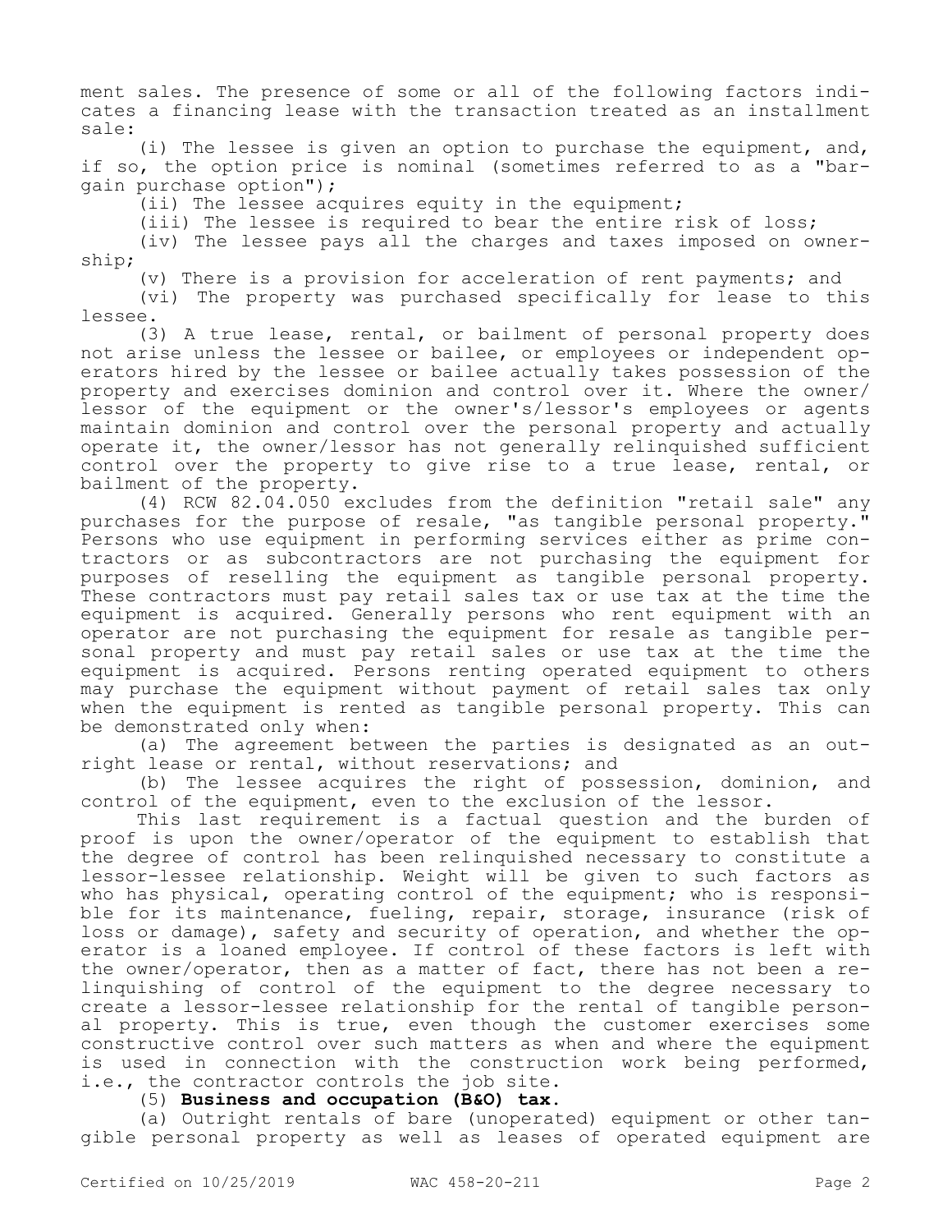ment sales. The presence of some or all of the following factors indicates a financing lease with the transaction treated as an installment sale:

(i) The lessee is given an option to purchase the equipment, and, if so, the option price is nominal (sometimes referred to as a "bargain purchase option");

(ii) The lessee acquires equity in the equipment;

(iii) The lessee is required to bear the entire risk of loss;

(iv) The lessee pays all the charges and taxes imposed on ownership;

(v) There is a provision for acceleration of rent payments; and

(vi) The property was purchased specifically for lease to this lessee.

(3) A true lease, rental, or bailment of personal property does not arise unless the lessee or bailee, or employees or independent operators hired by the lessee or bailee actually takes possession of the property and exercises dominion and control over it. Where the owner/lessor of the equipment or the owner's/lessor's employees or agents maintain dominion and control over the personal property and actually operate it, the owner/lessor has not generally relinquished sufficient control over the property to give rise to a true lease, rental, or bailment of the property.

(4) RCW 82.04.050 excludes from the definition "retail sale" any purchases for the purpose of resale, "as tangible personal property." Persons who use equipment in performing services either as prime contractors or as subcontractors are not purchasing the equipment for purposes of reselling the equipment as tangible personal property. These contractors must pay retail sales tax or use tax at the time the equipment is acquired. Generally persons who rent equipment with an operator are not purchasing the equipment for resale as tangible personal property and must pay retail sales or use tax at the time the equipment is acquired. Persons renting operated equipment to others may purchase the equipment without payment of retail sales tax only when the equipment is rented as tangible personal property. This can be demonstrated only when:

(a) The agreement between the parties is designated as an outright lease or rental, without reservations; and

(b) The lessee acquires the right of possession, dominion, and control of the equipment, even to the exclusion of the lessor.

This last requirement is a factual question and the burden of proof is upon the owner/operator of the equipment to establish that the degree of control has been relinquished necessary to constitute a lessor-lessee relationship. Weight will be given to such factors as who has physical, operating control of the equipment; who is responsible for its maintenance, fueling, repair, storage, insurance (risk of loss or damage), safety and security of operation, and whether the operator is a loaned employee. If control of these factors is left with the owner/operator, then as a matter of fact, there has not been a relinquishing of control of the equipment to the degree necessary to create a lessor-lessee relationship for the rental of tangible personal property. This is true, even though the customer exercises some constructive control over such matters as when and where the equipment is used in connection with the construction work being performed, i.e., the contractor controls the job site.

(5) **Business and occupation (B&O) tax.**

(a) Outright rentals of bare (unoperated) equipment or other tangible personal property as well as leases of operated equipment are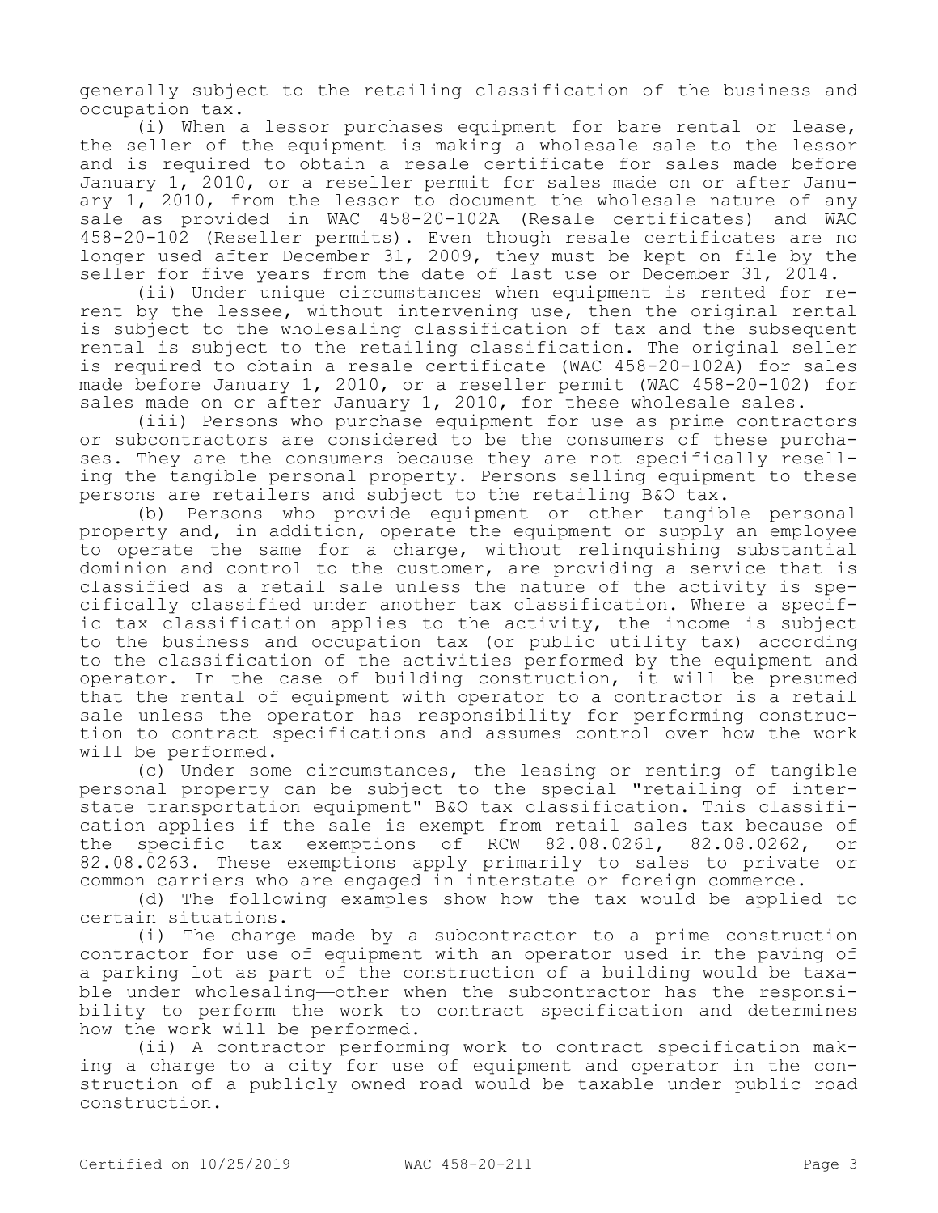generally subject to the retailing classification of the business and occupation tax.

(i) When a lessor purchases equipment for bare rental or lease, the seller of the equipment is making a wholesale sale to the lessor and is required to obtain a resale certificate for sales made before January 1, 2010, or a reseller permit for sales made on or after January 1, 2010, from the lessor to document the wholesale nature of any sale as provided in WAC 458-20-102A (Resale certificates) and WAC 458-20-102 (Reseller permits). Even though resale certificates are no longer used after December 31, 2009, they must be kept on file by the seller for five years from the date of last use or December 31, 2014.

(ii) Under unique circumstances when equipment is rented for re-rent by the lessee, without intervening use, then the original rental is subject to the wholesaling classification of tax and the subsequent rental is subject to the retailing classification. The original seller is required to obtain a resale certificate (WAC 458-20-102A) for sales made before January 1, 2010, or a reseller permit (WAC 458-20-102) for sales made on or after January 1, 2010, for these wholesale sales.

(iii) Persons who purchase equipment for use as prime contractors or subcontractors are considered to be the consumers of these purchases. They are the consumers because they are not specifically reselling the tangible personal property. Persons selling equipment to these persons are retailers and subject to the retailing B&O tax.

(b) Persons who provide equipment or other tangible personal property and, in addition, operate the equipment or supply an employee to operate the same for a charge, without relinquishing substantial dominion and control to the customer, are providing a service that is classified as a retail sale unless the nature of the activity is specifically classified under another tax classification. Where a specific tax classification applies to the activity, the income is subject to the business and occupation tax (or public utility tax) according to the classification of the activities performed by the equipment and operator. In the case of building construction, it will be presumed that the rental of equipment with operator to a contractor is a retail sale unless the operator has responsibility for performing construction to contract specifications and assumes control over how the work will be performed.

(c) Under some circumstances, the leasing or renting of tangible personal property can be subject to the special "retailing of interstate transportation equipment" B&O tax classification. This classification applies if the sale is exempt from retail sales tax because of the specific tax exemptions of RCW 82.08.0261, 82.08.0262, or 82.08.0263. These exemptions apply primarily to sales to private or common carriers who are engaged in interstate or foreign commerce.

(d) The following examples show how the tax would be applied to certain situations.

(i) The charge made by a subcontractor to a prime construction contractor for use of equipment with an operator used in the paving of a parking lot as part of the construction of a building would be taxable under wholesaling—other when the subcontractor has the responsibility to perform the work to contract specification and determines how the work will be performed.

(ii) A contractor performing work to contract specification making a charge to a city for use of equipment and operator in the construction of a publicly owned road would be taxable under public road construction.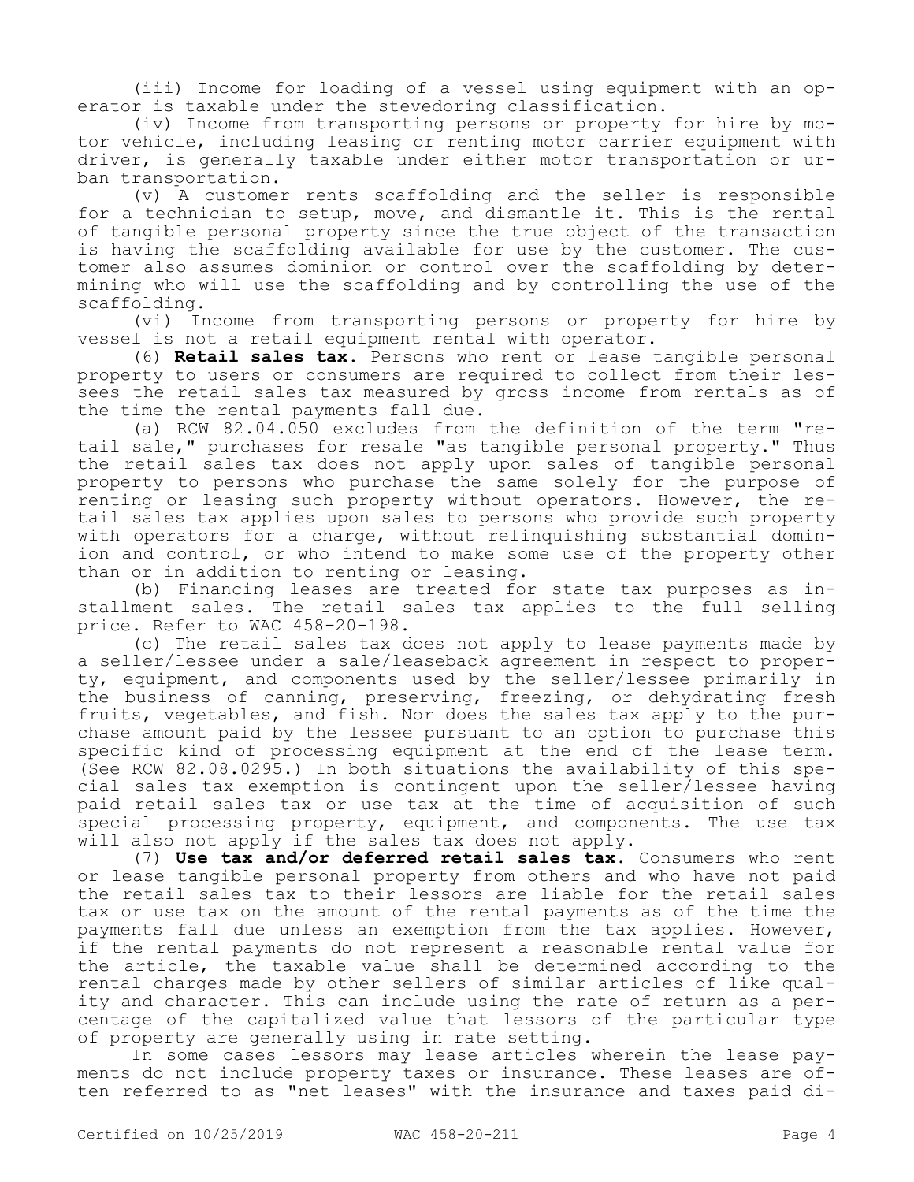(iii) Income for loading of a vessel using equipment with an operator is taxable under the stevedoring classification.

(iv) Income from transporting persons or property for hire by motor vehicle, including leasing or renting motor carrier equipment with driver, is generally taxable under either motor transportation or urban transportation.

(v) A customer rents scaffolding and the seller is responsible for a technician to setup, move, and dismantle it. This is the rental of tangible personal property since the true object of the transaction is having the scaffolding available for use by the customer. The customer also assumes dominion or control over the scaffolding by determining who will use the scaffolding and by controlling the use of the scaffolding.

(vi) Income from transporting persons or property for hire by vessel is not a retail equipment rental with operator.

(6) **Retail sales tax.** Persons who rent or lease tangible personal property to users or consumers are required to collect from their lessees the retail sales tax measured by gross income from rentals as of the time the rental payments fall due.

(a) RCW 82.04.050 excludes from the definition of the term "retail sale," purchases for resale "as tangible personal property." Thus the retail sales tax does not apply upon sales of tangible personal property to persons who purchase the same solely for the purpose of renting or leasing such property without operators. However, the retail sales tax applies upon sales to persons who provide such property with operators for a charge, without relinquishing substantial dominion and control, or who intend to make some use of the property other than or in addition to renting or leasing.

(b) Financing leases are treated for state tax purposes as installment sales. The retail sales tax applies to the full selling price. Refer to WAC 458-20-198.

(c) The retail sales tax does not apply to lease payments made by a seller/lessee under a sale/leaseback agreement in respect to property, equipment, and components used by the seller/lessee primarily in the business of canning, preserving, freezing, or dehydrating fresh fruits, vegetables, and fish. Nor does the sales tax apply to the purchase amount paid by the lessee pursuant to an option to purchase this specific kind of processing equipment at the end of the lease term. (See RCW 82.08.0295.) In both situations the availability of this special sales tax exemption is contingent upon the seller/lessee having paid retail sales tax or use tax at the time of acquisition of such special processing property, equipment, and components. The use tax will also not apply if the sales tax does not apply.

(7) **Use tax and/or deferred retail sales tax.** Consumers who rent or lease tangible personal property from others and who have not paid the retail sales tax to their lessors are liable for the retail sales tax or use tax on the amount of the rental payments as of the time the payments fall due unless an exemption from the tax applies. However, if the rental payments do not represent a reasonable rental value for the article, the taxable value shall be determined according to the rental charges made by other sellers of similar articles of like quality and character. This can include using the rate of return as a percentage of the capitalized value that lessors of the particular type of property are generally using in rate setting.

In some cases lessors may lease articles wherein the lease payments do not include property taxes or insurance. These leases are often referred to as "net leases" with the insurance and taxes paid di-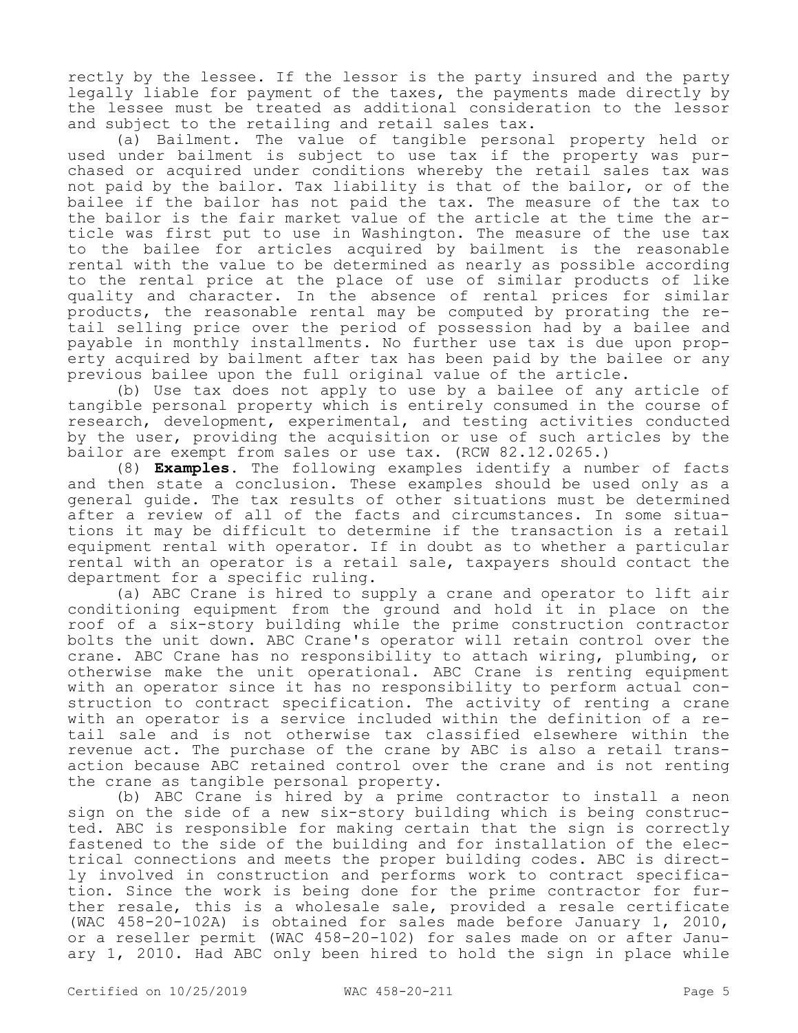rectly by the lessee. If the lessor is the party insured and the party legally liable for payment of the taxes, the payments made directly by the lessee must be treated as additional consideration to the lessor and subject to the retailing and retail sales tax.

(a) Bailment. The value of tangible personal property held or used under bailment is subject to use tax if the property was purchased or acquired under conditions whereby the retail sales tax was not paid by the bailor. Tax liability is that of the bailor, or of the bailee if the bailor has not paid the tax. The measure of the tax to the bailor is the fair market value of the article at the time the article was first put to use in Washington. The measure of the use tax to the bailee for articles acquired by bailment is the reasonable rental with the value to be determined as nearly as possible according to the rental price at the place of use of similar products of like quality and character. In the absence of rental prices for similar products, the reasonable rental may be computed by prorating the retail selling price over the period of possession had by a bailee and payable in monthly installments. No further use tax is due upon property acquired by bailment after tax has been paid by the bailee or any previous bailee upon the full original value of the article.

(b) Use tax does not apply to use by a bailee of any article of tangible personal property which is entirely consumed in the course of research, development, experimental, and testing activities conducted by the user, providing the acquisition or use of such articles by the bailor are exempt from sales or use tax. (RCW 82.12.0265.)

(8) **Examples.** The following examples identify a number of facts and then state a conclusion. These examples should be used only as a general guide. The tax results of other situations must be determined after a review of all of the facts and circumstances. In some situations it may be difficult to determine if the transaction is a retail equipment rental with operator. If in doubt as to whether a particular rental with an operator is a retail sale, taxpayers should contact the department for a specific ruling.

(a) ABC Crane is hired to supply a crane and operator to lift air conditioning equipment from the ground and hold it in place on the roof of a six-story building while the prime construction contractor bolts the unit down. ABC Crane's operator will retain control over the crane. ABC Crane has no responsibility to attach wiring, plumbing, or otherwise make the unit operational. ABC Crane is renting equipment with an operator since it has no responsibility to perform actual construction to contract specification. The activity of renting a crane with an operator is a service included within the definition of a retail sale and is not otherwise tax classified elsewhere within the revenue act. The purchase of the crane by ABC is also a retail transaction because ABC retained control over the crane and is not renting the crane as tangible personal property.

(b) ABC Crane is hired by a prime contractor to install a neon sign on the side of a new six-story building which is being constructed. ABC is responsible for making certain that the sign is correctly fastened to the side of the building and for installation of the electrical connections and meets the proper building codes. ABC is directly involved in construction and performs work to contract specification. Since the work is being done for the prime contractor for further resale, this is a wholesale sale, provided a resale certificate (WAC 458-20-102A) is obtained for sales made before January 1, 2010, or a reseller permit (WAC 458-20-102) for sales made on or after January 1, 2010. Had ABC only been hired to hold the sign in place while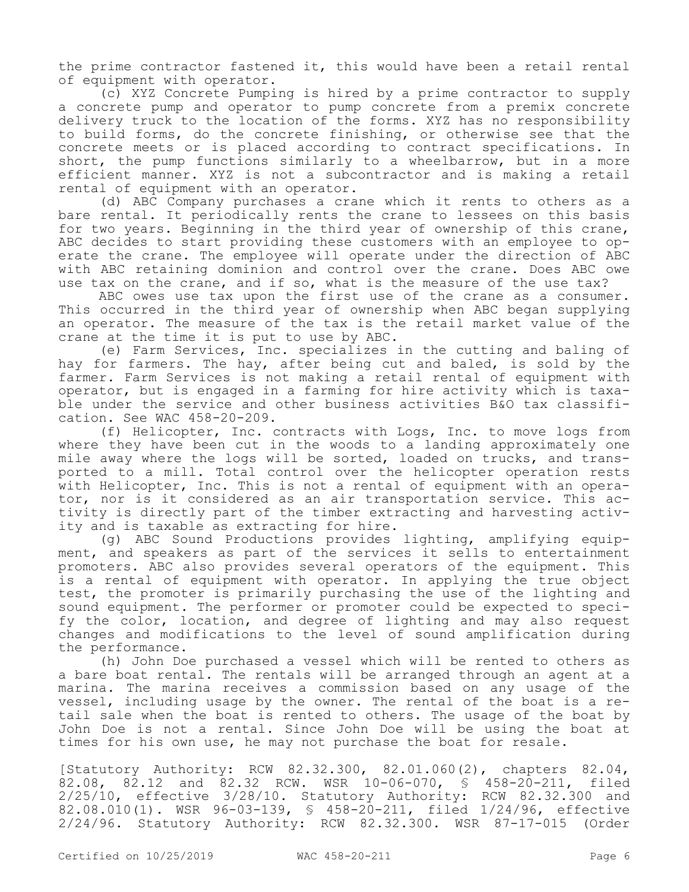the prime contractor fastened it, this would have been a retail rental of equipment with operator.

(c) XYZ Concrete Pumping is hired by a prime contractor to supply a concrete pump and operator to pump concrete from a premix concrete delivery truck to the location of the forms. XYZ has no responsibility to build forms, do the concrete finishing, or otherwise see that the concrete meets or is placed according to contract specifications. In short, the pump functions similarly to a wheelbarrow, but in a more efficient manner. XYZ is not a subcontractor and is making a retail rental of equipment with an operator.

(d) ABC Company purchases a crane which it rents to others as a bare rental. It periodically rents the crane to lessees on this basis for two years. Beginning in the third year of ownership of this crane, ABC decides to start providing these customers with an employee to operate the crane. The employee will operate under the direction of ABC with ABC retaining dominion and control over the crane. Does ABC owe use tax on the crane, and if so, what is the measure of the use tax?

ABC owes use tax upon the first use of the crane as a consumer. This occurred in the third year of ownership when ABC began supplying an operator. The measure of the tax is the retail market value of the crane at the time it is put to use by ABC.

(e) Farm Services, Inc. specializes in the cutting and baling of hay for farmers. The hay, after being cut and baled, is sold by the farmer. Farm Services is not making a retail rental of equipment with operator, but is engaged in a farming for hire activity which is taxable under the service and other business activities B&O tax classification. See WAC 458-20-209.

(f) Helicopter, Inc. contracts with Logs, Inc. to move logs from where they have been cut in the woods to a landing approximately one mile away where the logs will be sorted, loaded on trucks, and transported to a mill. Total control over the helicopter operation rests with Helicopter, Inc. This is not a rental of equipment with an operator, nor is it considered as an air transportation service. This activity is directly part of the timber extracting and harvesting activity and is taxable as extracting for hire.

(g) ABC Sound Productions provides lighting, amplifying equipment, and speakers as part of the services it sells to entertainment promoters. ABC also provides several operators of the equipment. This is a rental of equipment with operator. In applying the true object test, the promoter is primarily purchasing the use of the lighting and sound equipment. The performer or promoter could be expected to specify the color, location, and degree of lighting and may also request changes and modifications to the level of sound amplification during the performance.

(h) John Doe purchased a vessel which will be rented to others as a bare boat rental. The rentals will be arranged through an agent at a marina. The marina receives a commission based on any usage of the vessel, including usage by the owner. The rental of the boat is a retail sale when the boat is rented to others. The usage of the boat by John Doe is not a rental. Since John Doe will be using the boat at times for his own use, he may not purchase the boat for resale.

[Statutory Authority: RCW 82.32.300, 82.01.060(2), chapters 82.04, 82.08, 82.12 and 82.32 RCW. WSR 10-06-070, § 458-20-211, filed 2/25/10, effective 3/28/10. Statutory Authority: RCW 82.32.300 and 82.08.010(1). WSR 96-03-139, § 458-20-211, filed 1/24/96, effective 2/24/96. Statutory Authority: RCW 82.32.300. WSR 87-17-015 (Order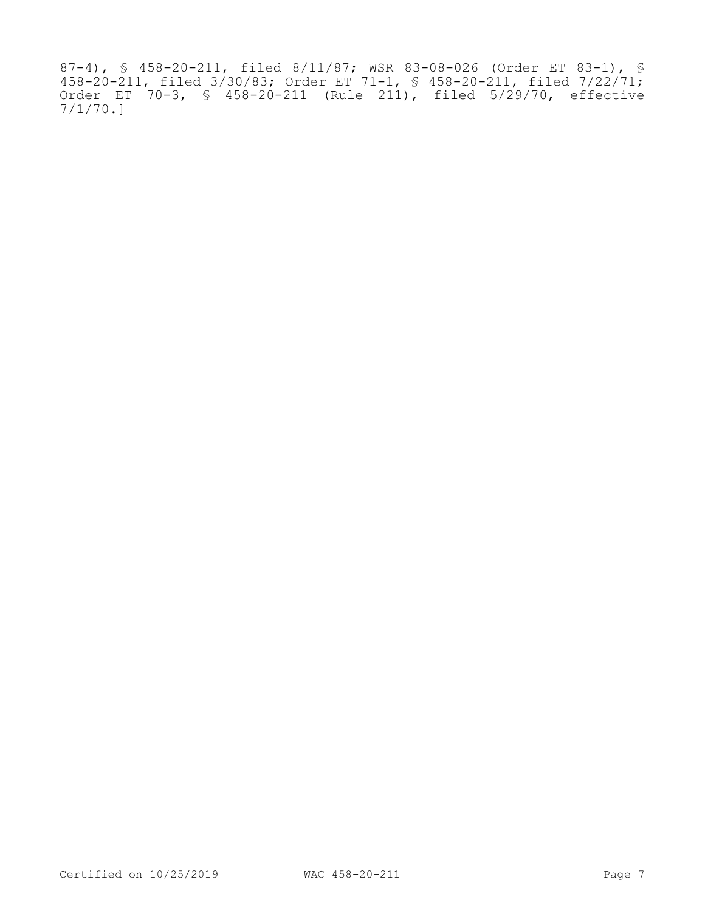87-4), § 458-20-211, filed 8/11/87; WSR 83-08-026 (Order ET 83-1), § 458-20-211, filed 3/30/83; Order ET 71-1, § 458-20-211, filed 7/22/71; Order ET 70-3, § 458-20-211 (Rule 211), filed 5/29/70, effective 7/1/70.]